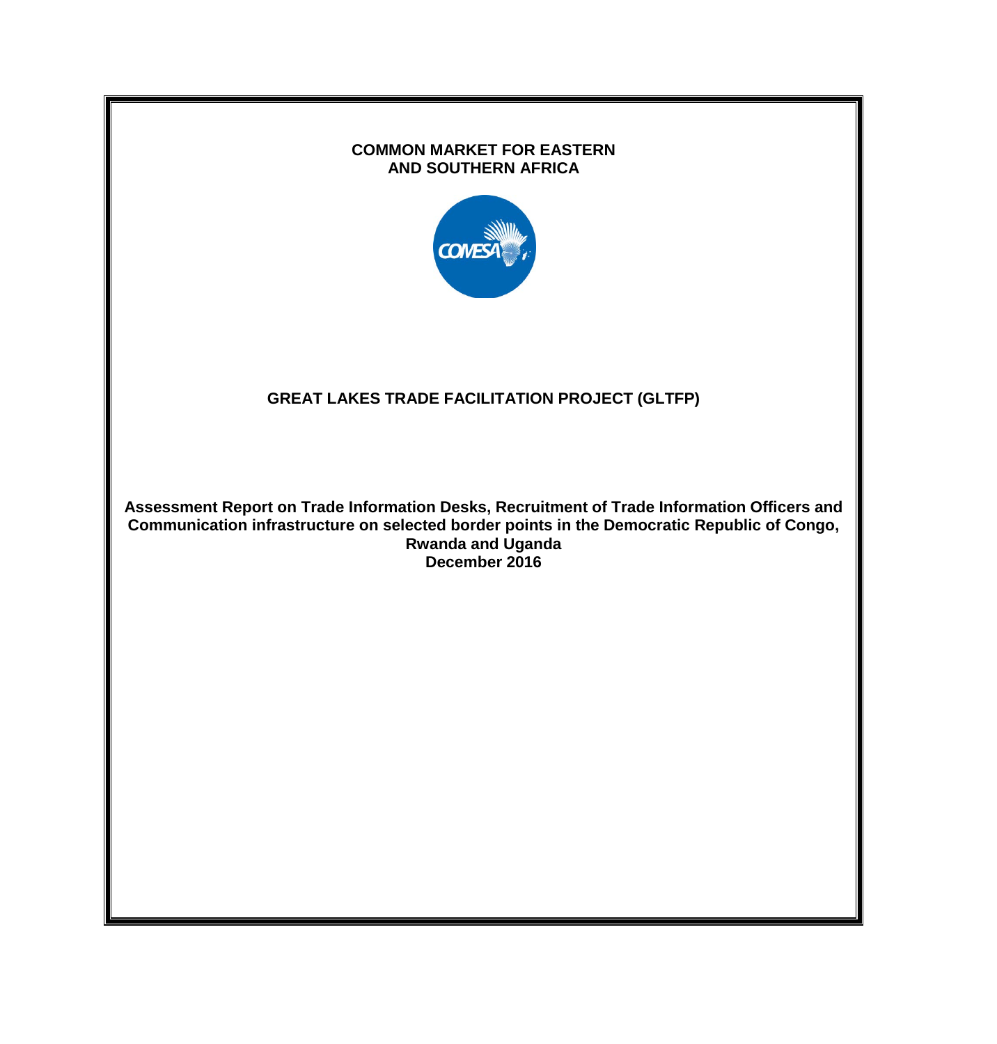**COMMON MARKET FOR EASTERN AND SOUTHERN AFRICA**

# GREAT LAKES TRADE FACILITATION PROJECT (GLTFP)

**Assessment Report on Trade Information Desks, Recruitment of Trade Information Officers and Communication infrastructure on selected border points in the Democratic Republic of Congo, Rwanda and Uganda**

**December 2016**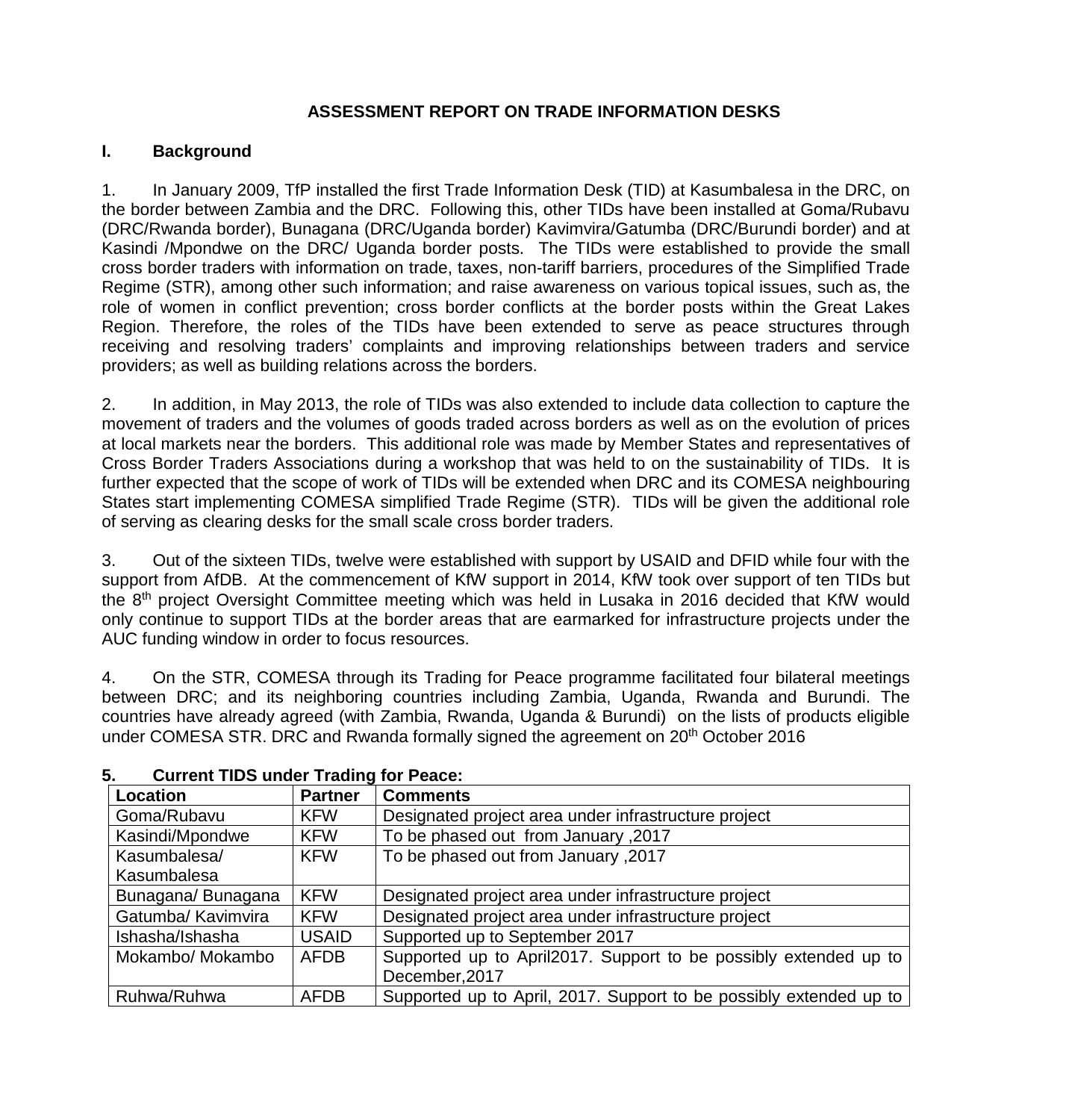**ASSESSMENT REPORT ON TRADE INFORMATION DESKS**

## I. Background

1. In January 2009, TfP installed the first Trade Information Desk (TID) at Kasumbalesa in the DRC, on the border between Zambia and the DRC. Following this, other TIDs have been installed at Goma/Rubavu (DRC/Rwanda border), Bunagana (DRC/Uganda border) Kavimvira/Gatumba (DRC/Burundi border) and at Kasindi /Mpondwe on the DRC/ Uganda border posts. The TIDs were established to provide the small cross border traders with information on trade, taxes, non-tariff barriers, procedures of the Simplified Trade Regime (STR), among other such information; and raise awareness on various topical issues, such as, the role of women in conflict prevention; cross border conflicts at the border posts within the Great Lakes Region. Therefore, the roles of the TIDs have been extended to serve as peace structures through receiving and resolving traders' complaints and improving relationships between traders and service providers; as well as building relations across the borders.

2. In addition, in May 2013, the role of TIDs was also extended to include data collection to capture the movement of traders and the volumes of goods traded across borders as well as on the evolution of prices at local markets near the borders. This additional role was made by Member States and representatives of Cross Border Traders Associations during a workshop that was held to on the sustainability of TIDs. It is further expected that the scope of work of TIDs will be extended when DRC and its COMESA neighbouring States start implementing COMESA simplified Trade Regime (STR). TIDs will be given the additional role of serving as clearing desks for the small scale cross border traders.

3. Out of the sixteen TIDs, twelve were established with support by USAID and DFID while four with the support from AfDB. At the commencement of KfW support in 2014, KfW took over support of ten TIDs but the 8th project Oversight Committee meeting which was held in Lusaka in 2016 decided that KfW would only continue to support TIDs at the border areas that are earmarked for infrastructure projects under the AUC funding window in order to focus resources.

4. On the STR, COMESA through its Trading for Peace programme facilitated four bilateral meetings between DRC; and its neighboring countries including Zambia, Uganda, Rwanda and Burundi. The countries have already agreed (with Zambia, Rwanda, Uganda & Burundi) on the lists of products eligible under COMESA STR. DRC and Rwanda formally signed the agreement on 20th October 2016

**5. Current TIDS under Trading for Peace:**

| Location | Partner | Comments |
|---|---|---|
| Goma/Rubavu | KFW | Designated project area under infrastructure project |
| Kasindi/Mpondwe | KFW | To be phased out from January ,2017 |
| Kasumbalesa/ Kasumbalesa | KFW | To be phased out from January ,2017 |
| Bunagana/ Bunagana | KFW | Designated project area under infrastructure project |
| Gatumba/ Kavimvira | KFW | Designated project area under infrastructure project |
| Ishasha/Ishasha | USAID | Supported up to September 2017 |
| Mokambo/ Mokambo | AFDB | Supported up to April2017. Support to be possibly extended up to December,2017 |
| Ruhwa/Ruhwa | AFDB | Supported up to April, 2017. Support to be possibly extended up to |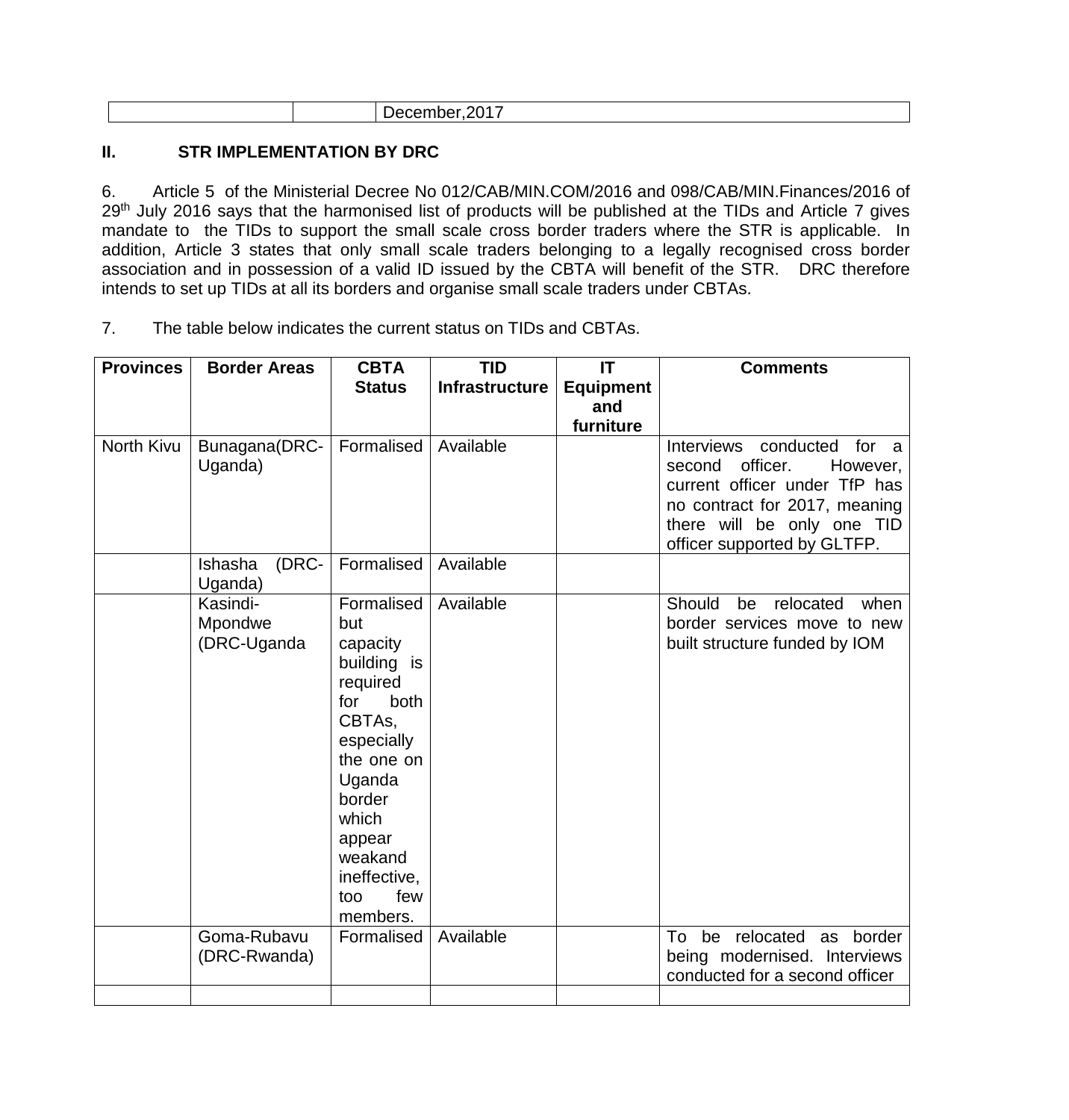| | | December,2017 |
|---|---|---|

## II. STR IMPLEMENTATION BY DRC

6. Article 5 of the Ministerial Decree No 012/CAB/MIN.COM/2016 and 098/CAB/MIN.Finances/2016 of 29th July 2016 says that the harmonised list of products will be published at the TIDs and Article 7 gives mandate to the TIDs to support the small scale cross border traders where the STR is applicable. In addition, Article 3 states that only small scale traders belonging to a legally recognised cross border association and in possession of a valid ID issued by the CBTA will benefit of the STR. DRC therefore intends to set up TIDs at all its borders and organise small scale traders under CBTAs.

7. The table below indicates the current status on TIDs and CBTAs.

| Provinces | Border Areas | CBTA Status | TID Infrastructure | IT Equipment and furniture | Comments |
|---|---|---|---|---|---|
| North Kivu | Bunagana(DRC-Uganda) | Formalised | Available | | Interviews conducted for a second officer. However, current officer under TfP has no contract for 2017, meaning there will be only one TID officer supported by GLTFP. |
| | Ishasha (DRC-Uganda) | Formalised | Available | | |
| | Kasindi-Mpondwe (DRC-Uganda | Formalised but capacity building is required for both CBTAs, especially the one on Uganda border which appear weakand ineffective, too few members. | Available | | Should be relocated when border services move to new built structure funded by IOM |
| | Goma-Rubavu (DRC-Rwanda) | Formalised | Available | | To be relocated as border being modernised. Interviews conducted for a second officer |
| | | | | | |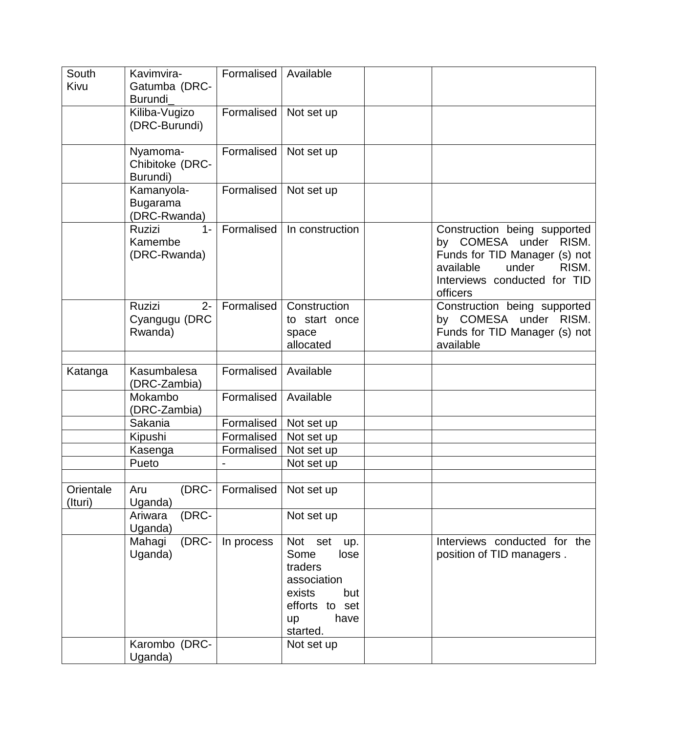| | | | | | |
|---|---|---|---|---|---|
| South Kivu | Kavimvira-Gatumba (DRC-Burundi_ | Formalised | Available | | |
| | Kiliba-Vugizo (DRC-Burundi) | Formalised | Not set up | | |
| | Nyamoma-Chibitoke (DRC-Burundi) | Formalised | Not set up | | |
| | Kamanyola-Bugarama (DRC-Rwanda) | Formalised | Not set up | | |
| | Ruzizi 1-Kamembe (DRC-Rwanda) | Formalised | In construction | | Construction being supported by COMESA under RISM. Funds for TID Manager (s) not available under RISM. Interviews conducted for TID officers |
| | Ruzizi 2-Cyangugu (DRC Rwanda) | Formalised | Construction to start once space allocated | | Construction being supported by COMESA under RISM. Funds for TID Manager (s) not available |
| | | | | | |
| Katanga | Kasumbalesa (DRC-Zambia) | Formalised | Available | | |
| | Mokambo (DRC-Zambia) | Formalised | Available | | |
| | Sakania | Formalised | Not set up | | |
| | Kipushi | Formalised | Not set up | | |
| | Kasenga | Formalised | Not set up | | |
| | Pueto | - | Not set up | | |
| | | | | | |
| Orientale (Ituri) | Aru (DRC-Uganda) | Formalised | Not set up | | |
| | Ariwara (DRC-Uganda) | | Not set up | | |
| | Mahagi (DRC-Uganda) | In process | Not set up. Some lose traders association exists but efforts to set up have started. | | Interviews conducted for the position of TID managers . |
| | Karombo (DRC-Uganda) | | Not set up | | |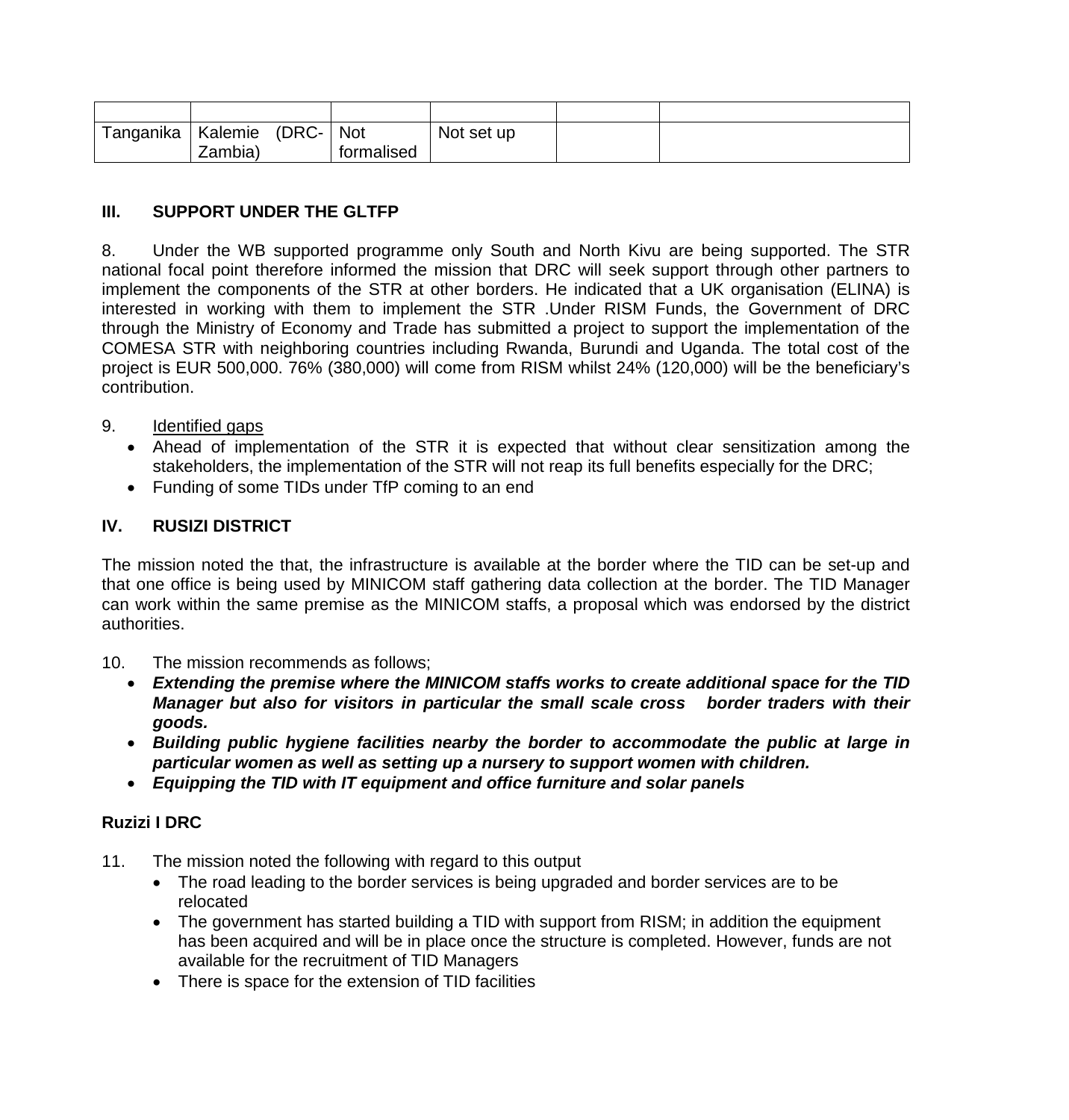| | | | | | |
|---|---|---|---|---|---|
| Tanganika | Kalemie (DRC-Zambia) | Not formalised | Not set up | | |

### III. SUPPORT UNDER THE GLTFP

8. Under the WB supported programme only South and North Kivu are being supported. The STR national focal point therefore informed the mission that DRC will seek support through other partners to implement the components of the STR at other borders. He indicated that a UK organisation (ELINA) is interested in working with them to implement the STR .Under RISM Funds, the Government of DRC through the Ministry of Economy and Trade has submitted a project to support the implementation of the COMESA STR with neighboring countries including Rwanda, Burundi and Uganda. The total cost of the project is EUR 500,000. 76% (380,000) will come from RISM whilst 24% (120,000) will be the beneficiary's contribution.

9. Identified gaps

- Ahead of implementation of the STR it is expected that without clear sensitization among the stakeholders, the implementation of the STR will not reap its full benefits especially for the DRC;
- Funding of some TIDs under TfP coming to an end

### IV. RUSIZI DISTRICT

The mission noted the that, the infrastructure is available at the border where the TID can be set-up and that one office is being used by MINICOM staff gathering data collection at the border. The TID Manager can work within the same premise as the MINICOM staffs, a proposal which was endorsed by the district authorities.

10. The mission recommends as follows;

- ***Extending the premise where the MINICOM staffs works to create additional space for the TID Manager but also for visitors in particular the small scale cross border traders with their goods.***
- ***Building public hygiene facilities nearby the border to accommodate the public at large in particular women as well as setting up a nursery to support women with children.***
- ***Equipping the TID with IT equipment and office furniture and solar panels***

**Ruzizi I DRC**

11. The mission noted the following with regard to this output

- The road leading to the border services is being upgraded and border services are to be relocated
- The government has started building a TID with support from RISM; in addition the equipment has been acquired and will be in place once the structure is completed. However, funds are not available for the recruitment of TID Managers
- There is space for the extension of TID facilities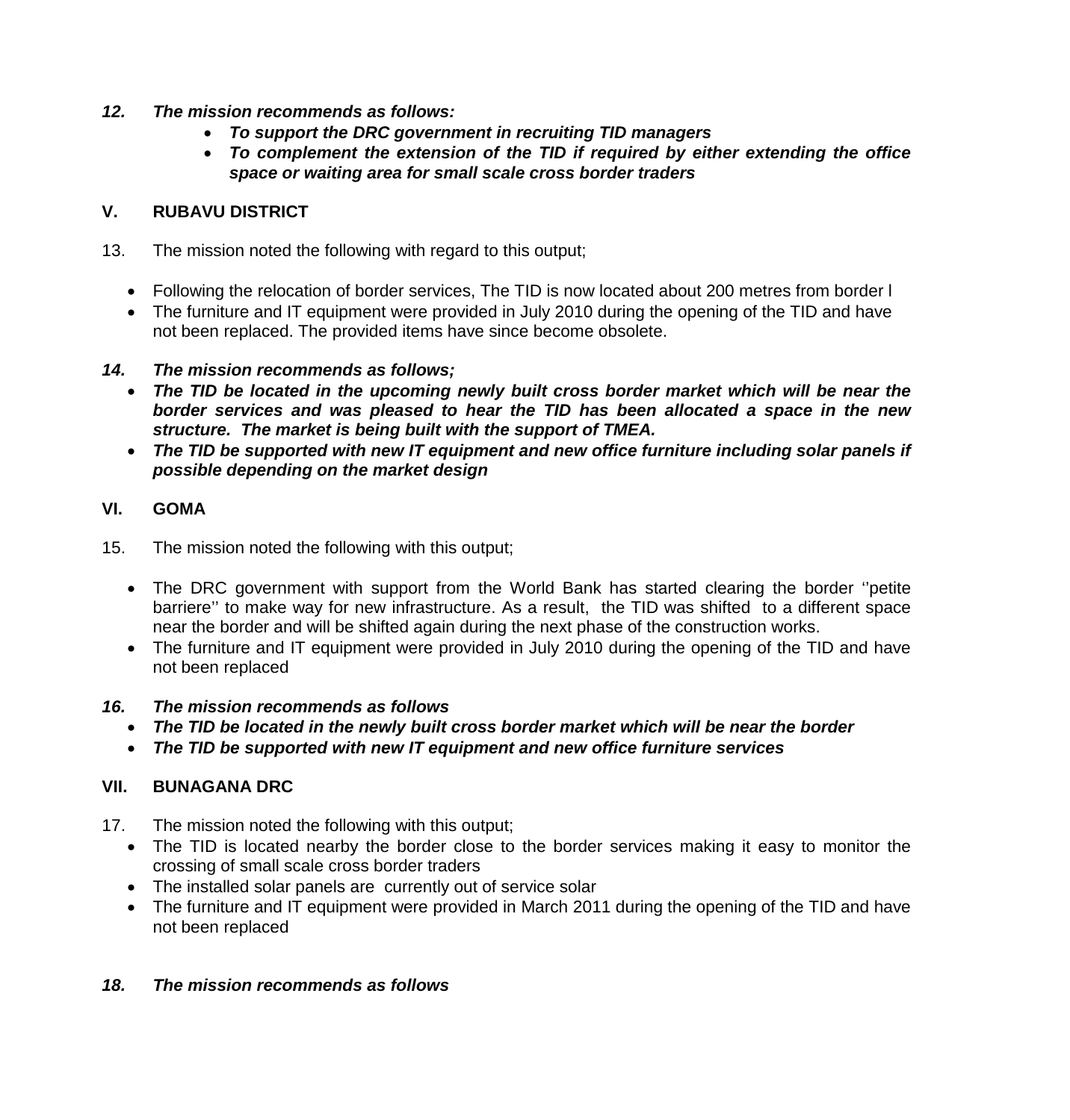***12. The mission recommends as follows:***

- ***To support the DRC government in recruiting TID managers***
- ***To complement the extension of the TID if required by either extending the office space or waiting area for small scale cross border traders***

## V. RUBAVU DISTRICT

13. The mission noted the following with regard to this output;

- Following the relocation of border services, The TID is now located about 200 metres from border l
- The furniture and IT equipment were provided in July 2010 during the opening of the TID and have not been replaced. The provided items have since become obsolete.

***14. The mission recommends as follows;***

- ***The TID be located in the upcoming newly built cross border market which will be near the border services and was pleased to hear the TID has been allocated a space in the new structure. The market is being built with the support of TMEA.***
- ***The TID be supported with new IT equipment and new office furniture including solar panels if possible depending on the market design***

## VI. GOMA

15. The mission noted the following with this output;

- The DRC government with support from the World Bank has started clearing the border ''petite barriere'' to make way for new infrastructure. As a result, the TID was shifted to a different space near the border and will be shifted again during the next phase of the construction works.
- The furniture and IT equipment were provided in July 2010 during the opening of the TID and have not been replaced

***16. The mission recommends as follows***

- ***The TID be located in the newly built cross border market which will be near the border***
- ***The TID be supported with new IT equipment and new office furniture services***

## VII. BUNAGANA DRC

17. The mission noted the following with this output;

- The TID is located nearby the border close to the border services making it easy to monitor the crossing of small scale cross border traders
- The installed solar panels are currently out of service solar
- The furniture and IT equipment were provided in March 2011 during the opening of the TID and have not been replaced

***18. The mission recommends as follows***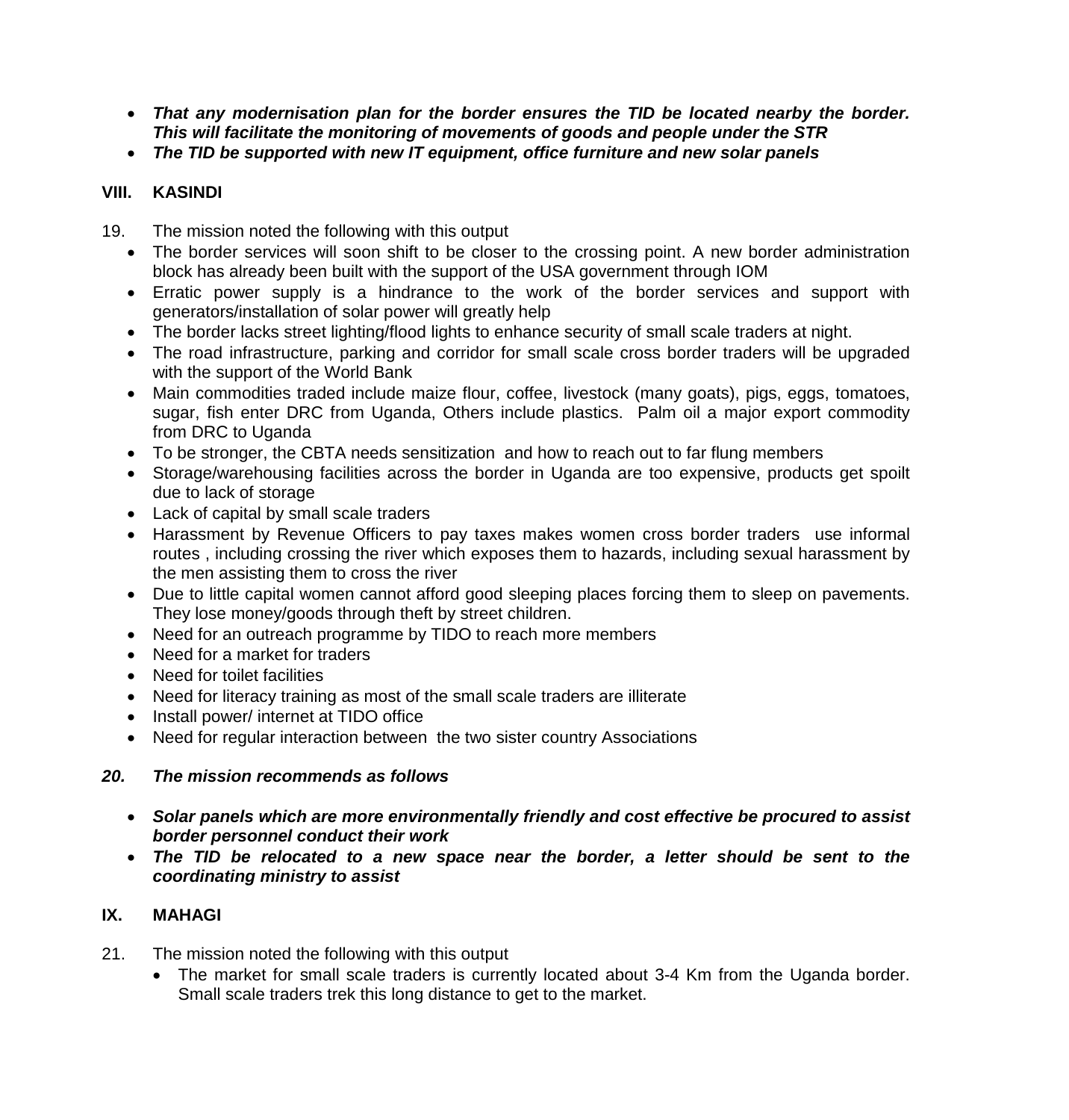- ***That any modernisation plan for the border ensures the TID be located nearby the border. This will facilitate the monitoring of movements of goods and people under the STR***
- ***The TID be supported with new IT equipment, office furniture and new solar panels***

## VIII. KASINDI

19. The mission noted the following with this output
    - The border services will soon shift to be closer to the crossing point. A new border administration block has already been built with the support of the USA government through IOM
    - Erratic power supply is a hindrance to the work of the border services and support with generators/installation of solar power will greatly help
    - The border lacks street lighting/flood lights to enhance security of small scale traders at night.
    - The road infrastructure, parking and corridor for small scale cross border traders will be upgraded with the support of the World Bank
    - Main commodities traded include maize flour, coffee, livestock (many goats), pigs, eggs, tomatoes, sugar, fish enter DRC from Uganda, Others include plastics. Palm oil a major export commodity from DRC to Uganda
    - To be stronger, the CBTA needs sensitization and how to reach out to far flung members
    - Storage/warehousing facilities across the border in Uganda are too expensive, products get spoilt due to lack of storage
    - Lack of capital by small scale traders
    - Harassment by Revenue Officers to pay taxes makes women cross border traders use informal routes , including crossing the river which exposes them to hazards, including sexual harassment by the men assisting them to cross the river
    - Due to little capital women cannot afford good sleeping places forcing them to sleep on pavements. They lose money/goods through theft by street children.
    - Need for an outreach programme by TIDO to reach more members
    - Need for a market for traders
    - Need for toilet facilities
    - Need for literacy training as most of the small scale traders are illiterate
    - Install power/ internet at TIDO office
    - Need for regular interaction between the two sister country Associations

***20. The mission recommends as follows***

- ***Solar panels which are more environmentally friendly and cost effective be procured to assist border personnel conduct their work***
- ***The TID be relocated to a new space near the border, a letter should be sent to the coordinating ministry to assist***

## IX. MAHAGI

21. The mission noted the following with this output
    - The market for small scale traders is currently located about 3-4 Km from the Uganda border. Small scale traders trek this long distance to get to the market.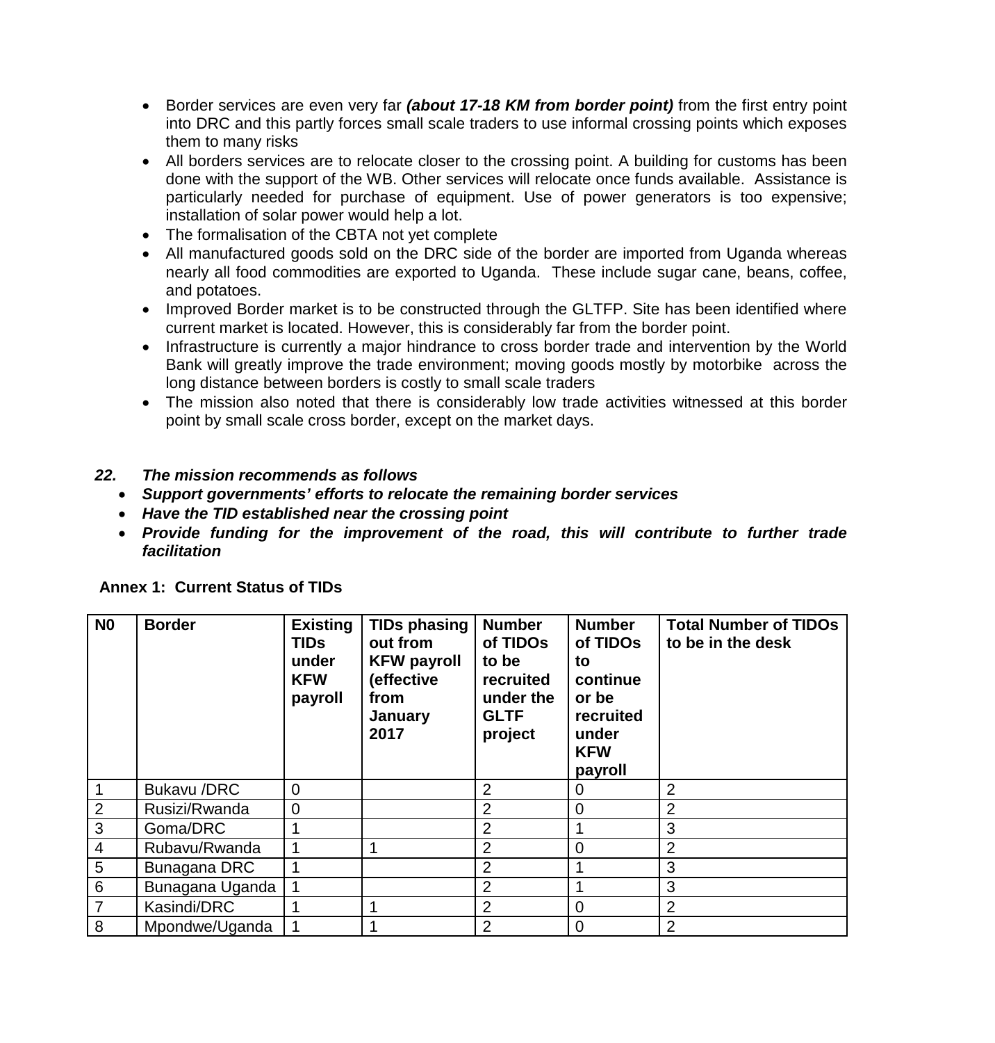- Border services are even very far ***(about 17-18 KM from border point)*** from the first entry point into DRC and this partly forces small scale traders to use informal crossing points which exposes them to many risks
- All borders services are to relocate closer to the crossing point. A building for customs has been done with the support of the WB. Other services will relocate once funds available. Assistance is particularly needed for purchase of equipment. Use of power generators is too expensive; installation of solar power would help a lot.
- The formalisation of the CBTA not yet complete
- All manufactured goods sold on the DRC side of the border are imported from Uganda whereas nearly all food commodities are exported to Uganda. These include sugar cane, beans, coffee, and potatoes.
- Improved Border market is to be constructed through the GLTFP. Site has been identified where current market is located. However, this is considerably far from the border point.
- Infrastructure is currently a major hindrance to cross border trade and intervention by the World Bank will greatly improve the trade environment; moving goods mostly by motorbike across the long distance between borders is costly to small scale traders
- The mission also noted that there is considerably low trade activities witnessed at this border point by small scale cross border, except on the market days.

***22. The mission recommends as follows***

- ***Support governments' efforts to relocate the remaining border services***
- ***Have the TID established near the crossing point***
- ***Provide funding for the improvement of the road, this will contribute to further trade facilitation***

**Annex 1: Current Status of TIDs**

| N0 | Border | Existing TIDs under KFW payroll | TIDs phasing out from KFW payroll (effective from January 2017 | Number of TIDOs to be recruited under the GLTF project | Number of TIDOs to continue or be recruited under KFW payroll | Total Number of TIDOs to be in the desk |
|---|---|---|---|---|---|---|
| 1 | Bukavu /DRC | 0 | | 2 | 0 | 2 |
| 2 | Rusizi/Rwanda | 0 | | 2 | 0 | 2 |
| 3 | Goma/DRC | 1 | | 2 | 1 | 3 |
| 4 | Rubavu/Rwanda | 1 | 1 | 2 | 0 | 2 |
| 5 | Bunagana DRC | 1 | | 2 | 1 | 3 |
| 6 | Bunagana Uganda | 1 | | 2 | 1 | 3 |
| 7 | Kasindi/DRC | 1 | 1 | 2 | 0 | 2 |
| 8 | Mpondwe/Uganda | 1 | 1 | 2 | 0 | 2 |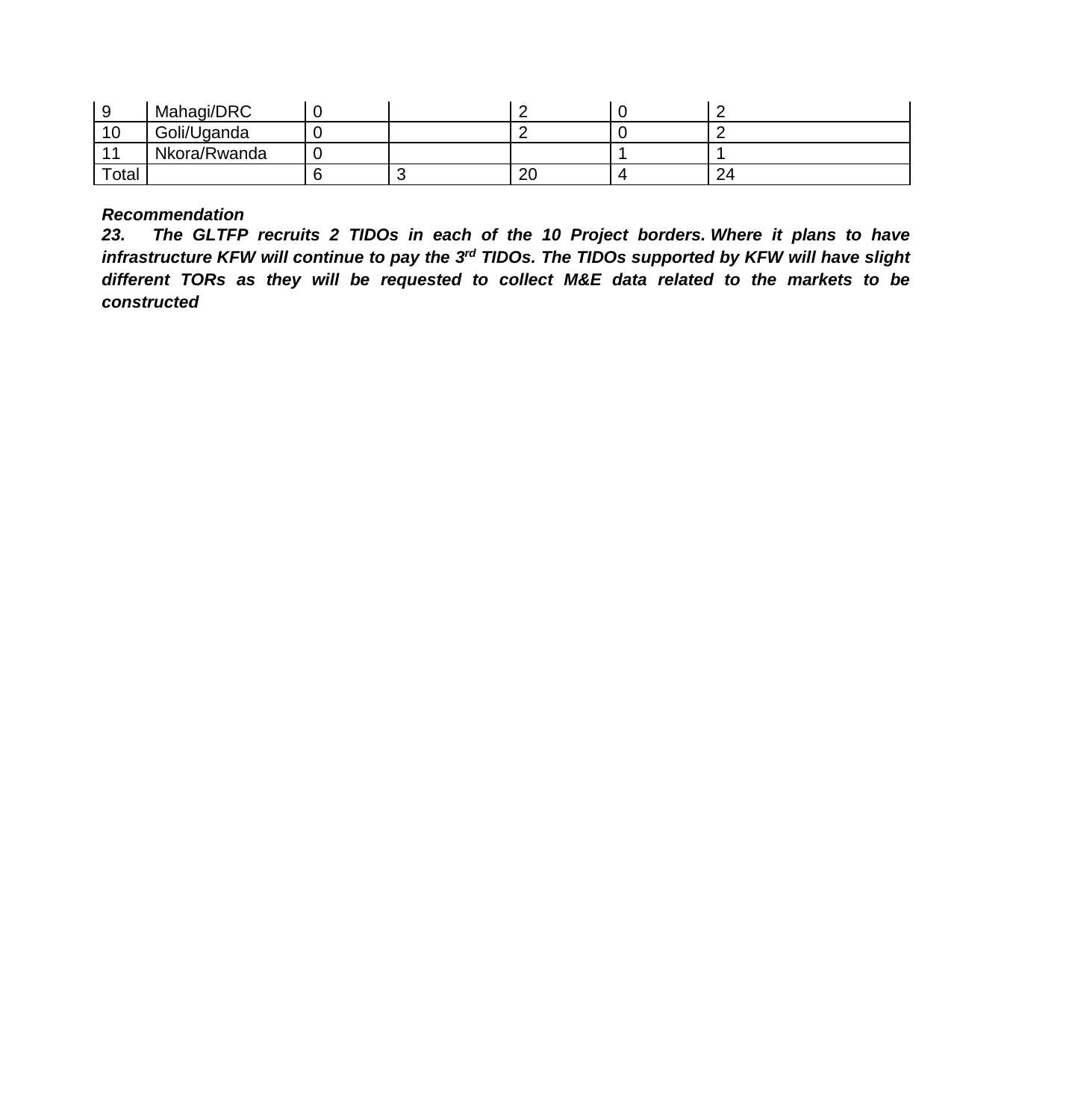| 9 | Mahagi/DRC | 0 | | 2 | 0 | 2 |
|---|---|---|---|---|---|---|
| 10 | Goli/Uganda | 0 | | 2 | 0 | 2 |
| 11 | Nkora/Rwanda | 0 | | | 1 | 1 |
| Total | | 6 | 3 | 20 | 4 | 24 |

***Recommendation***

***23. The GLTFP recruits 2 TIDOs in each of the 10 Project borders. Where it plans to have infrastructure KFW will continue to pay the 3rd TIDOs. The TIDOs supported by KFW will have slight different TORs as they will be requested to collect M&E data related to the markets to be constructed***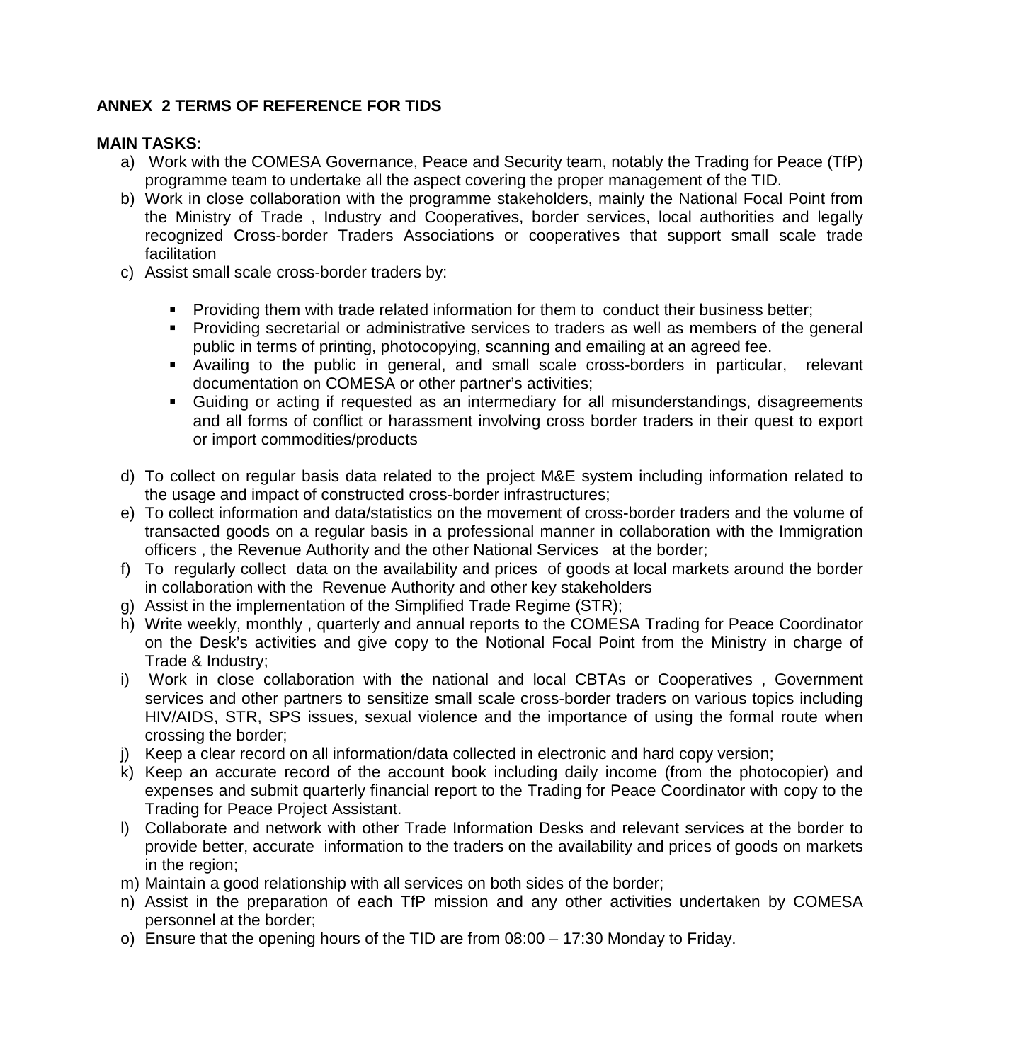## ANNEX 2 TERMS OF REFERENCE FOR TIDS

**MAIN TASKS:**

a) Work with the COMESA Governance, Peace and Security team, notably the Trading for Peace (TfP) programme team to undertake all the aspect covering the proper management of the TID.

b) Work in close collaboration with the programme stakeholders, mainly the National Focal Point from the Ministry of Trade , Industry and Cooperatives, border services, local authorities and legally recognized Cross-border Traders Associations or cooperatives that support small scale trade facilitation

c) Assist small scale cross-border traders by:

   - Providing them with trade related information for them to conduct their business better;
   - Providing secretarial or administrative services to traders as well as members of the general public in terms of printing, photocopying, scanning and emailing at an agreed fee.
   - Availing to the public in general, and small scale cross-borders in particular, relevant documentation on COMESA or other partner's activities;
   - Guiding or acting if requested as an intermediary for all misunderstandings, disagreements and all forms of conflict or harassment involving cross border traders in their quest to export or import commodities/products

d) To collect on regular basis data related to the project M&E system including information related to the usage and impact of constructed cross-border infrastructures;

e) To collect information and data/statistics on the movement of cross-border traders and the volume of transacted goods on a regular basis in a professional manner in collaboration with the Immigration officers , the Revenue Authority and the other National Services at the border;

f) To regularly collect data on the availability and prices of goods at local markets around the border in collaboration with the Revenue Authority and other key stakeholders

g) Assist in the implementation of the Simplified Trade Regime (STR);

h) Write weekly, monthly , quarterly and annual reports to the COMESA Trading for Peace Coordinator on the Desk's activities and give copy to the Notional Focal Point from the Ministry in charge of Trade & Industry;

i) Work in close collaboration with the national and local CBTAs or Cooperatives , Government services and other partners to sensitize small scale cross-border traders on various topics including HIV/AIDS, STR, SPS issues, sexual violence and the importance of using the formal route when crossing the border;

j) Keep a clear record on all information/data collected in electronic and hard copy version;

k) Keep an accurate record of the account book including daily income (from the photocopier) and expenses and submit quarterly financial report to the Trading for Peace Coordinator with copy to the Trading for Peace Project Assistant.

l) Collaborate and network with other Trade Information Desks and relevant services at the border to provide better, accurate information to the traders on the availability and prices of goods on markets in the region;

m) Maintain a good relationship with all services on both sides of the border;

n) Assist in the preparation of each TfP mission and any other activities undertaken by COMESA personnel at the border;

o) Ensure that the opening hours of the TID are from 08:00 – 17:30 Monday to Friday.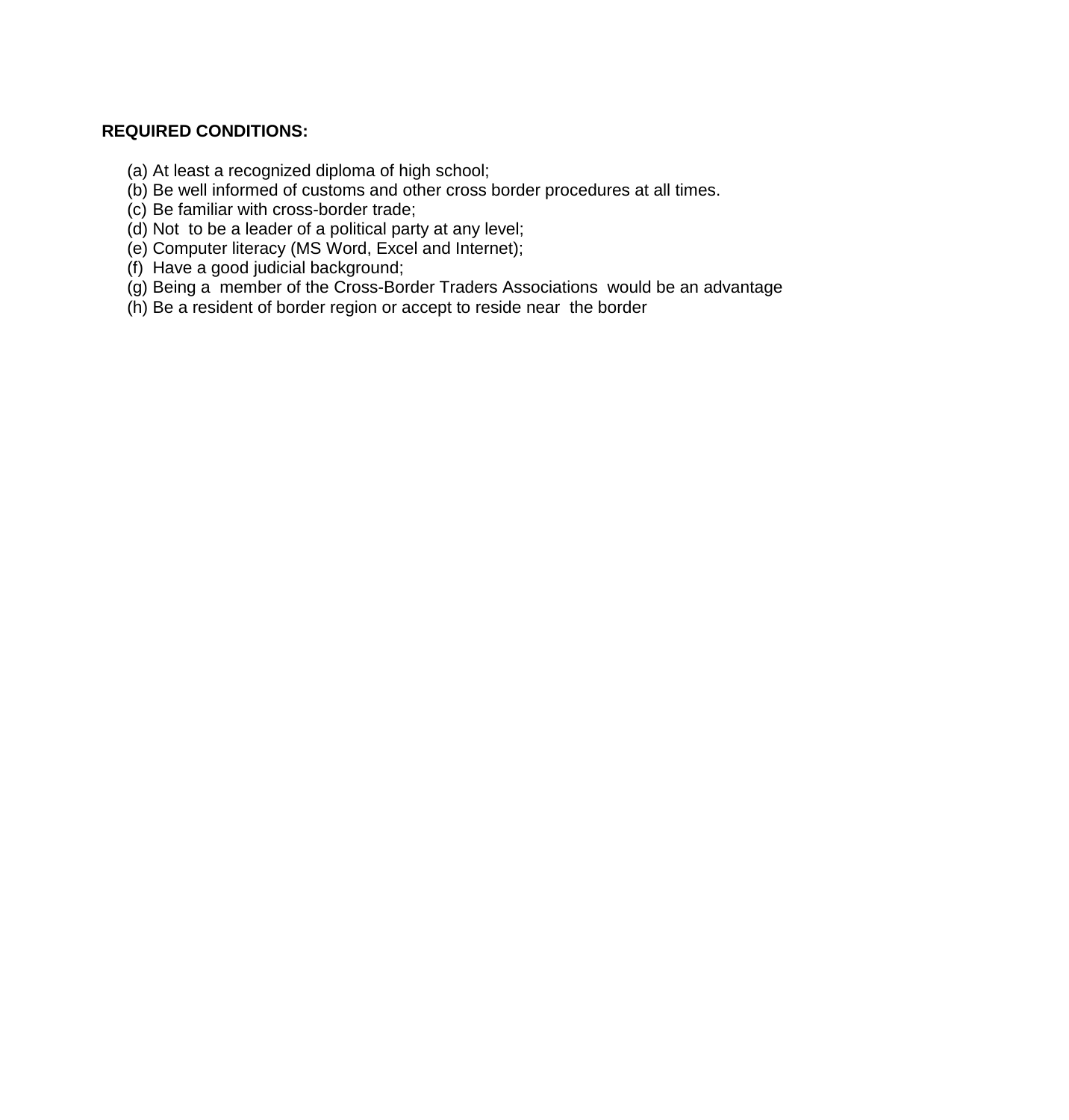**REQUIRED CONDITIONS:**

(a) At least a recognized diploma of high school;
(b) Be well informed of customs and other cross border procedures at all times.
(c) Be familiar with cross-border trade;
(d) Not to be a leader of a political party at any level;
(e) Computer literacy (MS Word, Excel and Internet);
(f) Have a good judicial background;
(g) Being a member of the Cross-Border Traders Associations would be an advantage
(h) Be a resident of border region or accept to reside near the border